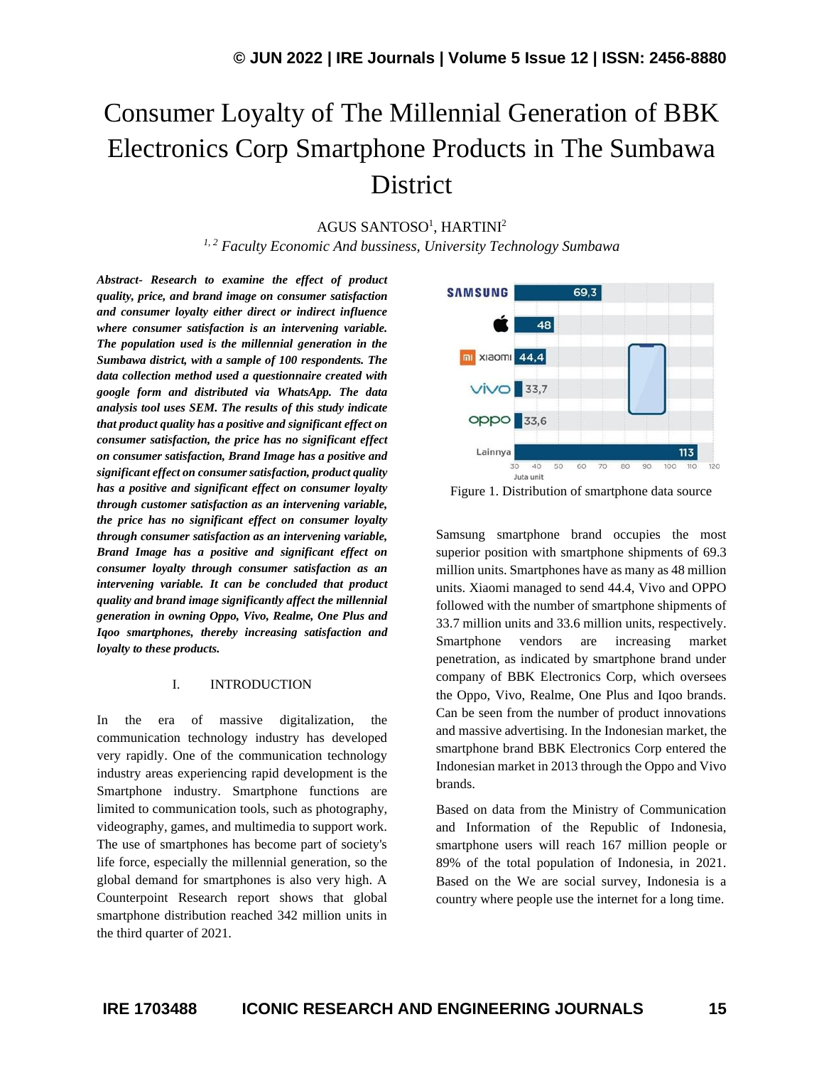# Consumer Loyalty of The Millennial Generation of BBK Electronics Corp Smartphone Products in The Sumbawa District

AGUS SANTOSO[1], HARTINI[2]

[1, 2] *Faculty Economic And bussiness, University Technology Sumbawa*

***Abstract-** Research to examine the effect of product quality, price, and brand image on consumer satisfaction and consumer loyalty either direct or indirect influence where consumer satisfaction is an intervening variable. The population used is the millennial generation in the Sumbawa district, with a sample of 100 respondents. The data collection method used a questionnaire created with google form and distributed via WhatsApp. The data analysis tool uses SEM. The results of this study indicate that product quality has a positive and significant effect on consumer satisfaction, the price has no significant effect on consumer satisfaction, Brand Image has a positive and significant effect on consumer satisfaction, product quality has a positive and significant effect on consumer loyalty through customer satisfaction as an intervening variable, the price has no significant effect on consumer loyalty through consumer satisfaction as an intervening variable, Brand Image has a positive and significant effect on consumer loyalty through consumer satisfaction as an intervening variable. It can be concluded that product quality and brand image significantly affect the millennial generation in owning Oppo, Vivo, Realme, One Plus and Iqoo smartphones, thereby increasing satisfaction and loyalty to these products.*

## I. INTRODUCTION

In the era of massive digitalization, the communication technology industry has developed very rapidly. One of the communication technology industry areas experiencing rapid development is the Smartphone industry. Smartphone functions are limited to communication tools, such as photography, videography, games, and multimedia to support work. The use of smartphones has become part of society's life force, especially the millennial generation, so the global demand for smartphones is also very high. A Counterpoint Research report shows that global smartphone distribution reached 342 million units in the third quarter of 2021.

| Brand | Juta unit |
|---|---|
| SAMSUNG | 69,3 |
| Apple | 48 |
| Xiaomi | 44,4 |
| vivo | 33,7 |
| oppo | 33,6 |
| Lainnya | 113 |

Figure 1. Distribution of smartphone data source

Samsung smartphone brand occupies the most superior position with smartphone shipments of 69.3 million units. Smartphones have as many as 48 million units. Xiaomi managed to send 44.4, Vivo and OPPO followed with the number of smartphone shipments of 33.7 million units and 33.6 million units, respectively. Smartphone vendors are increasing market penetration, as indicated by smartphone brand under company of BBK Electronics Corp, which oversees the Oppo, Vivo, Realme, One Plus and Iqoo brands. Can be seen from the number of product innovations and massive advertising. In the Indonesian market, the smartphone brand BBK Electronics Corp entered the Indonesian market in 2013 through the Oppo and Vivo brands.

Based on data from the Ministry of Communication and Information of the Republic of Indonesia, smartphone users will reach 167 million people or 89% of the total population of Indonesia, in 2021. Based on the We are social survey, Indonesia is a country where people use the internet for a long time.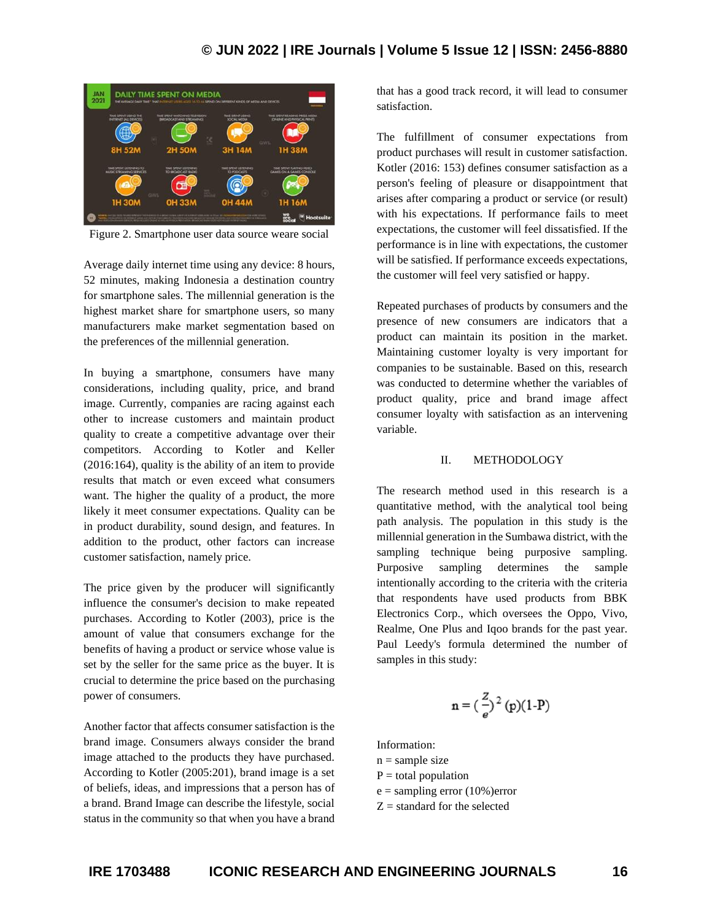Figure 2. Smartphone user data source weare social

Average daily internet time using any device: 8 hours, 52 minutes, making Indonesia a destination country for smartphone sales. The millennial generation is the highest market share for smartphone users, so many manufacturers make market segmentation based on the preferences of the millennial generation.

In buying a smartphone, consumers have many considerations, including quality, price, and brand image. Currently, companies are racing against each other to increase customers and maintain product quality to create a competitive advantage over their competitors. According to Kotler and Keller (2016:164), quality is the ability of an item to provide results that match or even exceed what consumers want. The higher the quality of a product, the more likely it meet consumer expectations. Quality can be in product durability, sound design, and features. In addition to the product, other factors can increase customer satisfaction, namely price.

The price given by the producer will significantly influence the consumer's decision to make repeated purchases. According to Kotler (2003), price is the amount of value that consumers exchange for the benefits of having a product or service whose value is set by the seller for the same price as the buyer. It is crucial to determine the price based on the purchasing power of consumers.

Another factor that affects consumer satisfaction is the brand image. Consumers always consider the brand image attached to the products they have purchased. According to Kotler (2005:201), brand image is a set of beliefs, ideas, and impressions that a person has of a brand. Brand Image can describe the lifestyle, social status in the community so that when you have a brand that has a good track record, it will lead to consumer satisfaction.

The fulfillment of consumer expectations from product purchases will result in customer satisfaction. Kotler (2016: 153) defines consumer satisfaction as a person's feeling of pleasure or disappointment that arises after comparing a product or service (or result) with his expectations. If performance fails to meet expectations, the customer will feel dissatisfied. If the performance is in line with expectations, the customer will be satisfied. If performance exceeds expectations, the customer will feel very satisfied or happy.

Repeated purchases of products by consumers and the presence of new consumers are indicators that a product can maintain its position in the market. Maintaining customer loyalty is very important for companies to be sustainable. Based on this, research was conducted to determine whether the variables of product quality, price and brand image affect consumer loyalty with satisfaction as an intervening variable.

## II. METHODOLOGY

The research method used in this research is a quantitative method, with the analytical tool being path analysis. The population in this study is the millennial generation in the Sumbawa district, with the sampling technique being purposive sampling. Purposive sampling determines the sample intentionally according to the criteria with the criteria that respondents have used products from BBK Electronics Corp., which oversees the Oppo, Vivo, Realme, One Plus and Iqoo brands for the past year. Paul Leedy's formula determined the number of samples in this study:

$$n = \left(\frac{Z}{e}\right)^2 (p)(1\text{-}P)$$

Information:
n = sample size
P = total population
e = sampling error (10%)error
Z = standard for the selected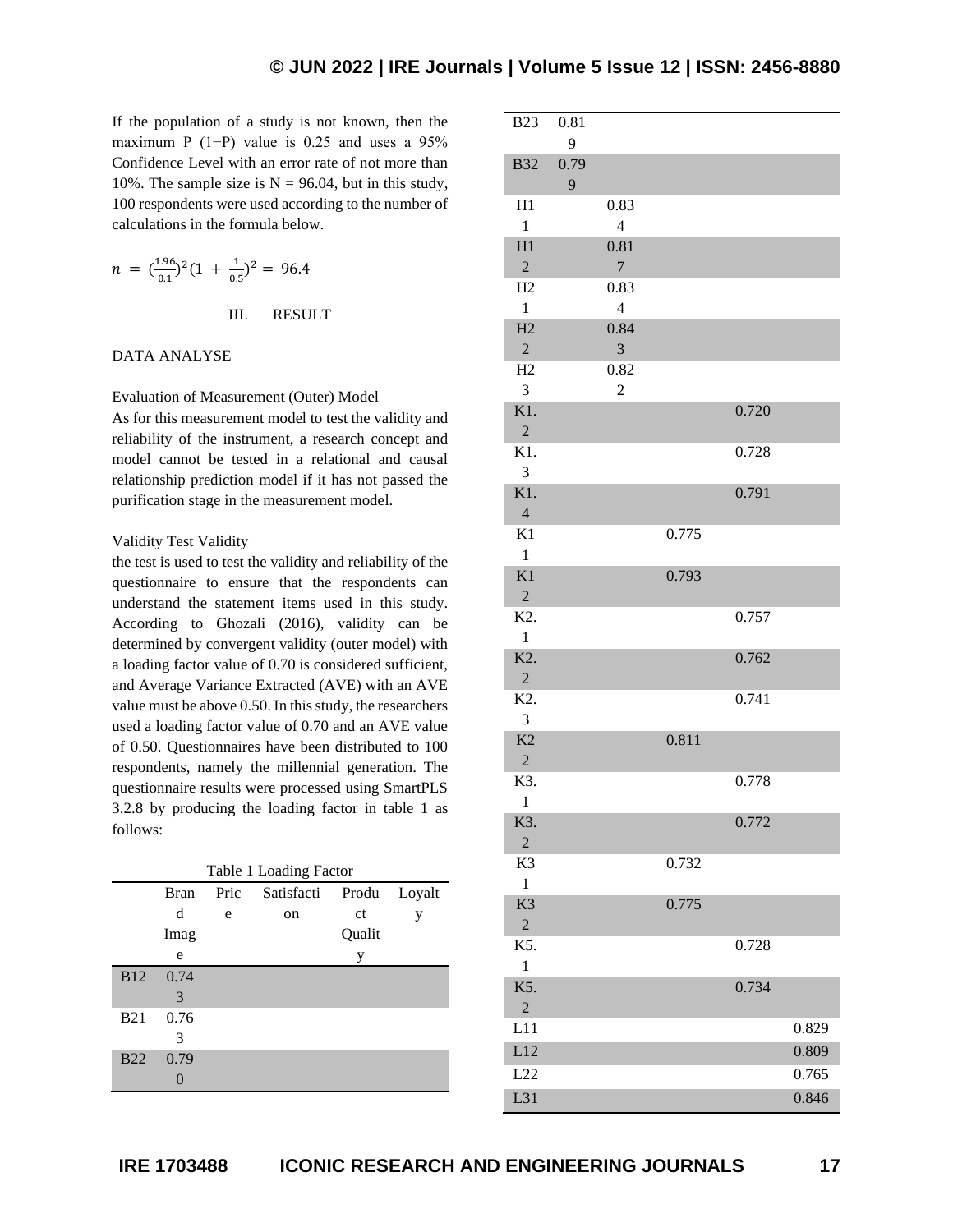If the population of a study is not known, then the maximum P (1−P) value is 0.25 and uses a 95% Confidence Level with an error rate of not more than 10%. The sample size is N = 96.04, but in this study, 100 respondents were used according to the number of calculations in the formula below.

$$n = (\frac{1.96}{0.1})^2 (1 + \frac{1}{0.5})^2 = 96.4$$

## III. RESULT

### DATA ANALYSE

#### Evaluation of Measurement (Outer) Model

As for this measurement model to test the validity and reliability of the instrument, a research concept and model cannot be tested in a relational and causal relationship prediction model if it has not passed the purification stage in the measurement model.

#### Validity Test Validity

the test is used to test the validity and reliability of the questionnaire to ensure that the respondents can understand the statement items used in this study. According to Ghozali (2016), validity can be determined by convergent validity (outer model) with a loading factor value of 0.70 is considered sufficient, and Average Variance Extracted (AVE) with an AVE value must be above 0.50. In this study, the researchers used a loading factor value of 0.70 and an AVE value of 0.50. Questionnaires have been distributed to 100 respondents, namely the millennial generation. The questionnaire results were processed using SmartPLS 3.2.8 by producing the loading factor in table 1 as follows:

Table 1 Loading Factor

| | Brand Image | Price | Satisfaction | Product Quality | Loyalty |
|---|---|---|---|---|---|
| B12 | 0.743 | | | | |
| B21 | 0.763 | | | | |
| B22 | 0.790 | | | | |
| B23 | 0.819 | | | | |
| B32 | 0.799 | | | | |
| H11 | | 0.834 | | | |
| H12 | | 0.817 | | | |
| H21 | | 0.834 | | | |
| H22 | | 0.843 | | | |
| H23 | | 0.822 | | | |
| K1.2 | | | | 0.720 | |
| K1.3 | | | | 0.728 | |
| K1.4 | | | | 0.791 | |
| K11 | | | 0.775 | | |
| K12 | | | 0.793 | | |
| K2.1 | | | | 0.757 | |
| K2.2 | | | | 0.762 | |
| K2.3 | | | | 0.741 | |
| K22 | | | 0.811 | | |
| K3.1 | | | | 0.778 | |
| K3.2 | | | | 0.772 | |
| K31 | | | 0.732 | | |
| K32 | | | 0.775 | | |
| K5.1 | | | | 0.728 | |
| K5.2 | | | | 0.734 | |
| L11 | | | | | 0.829 |
| L12 | | | | | 0.809 |
| L22 | | | | | 0.765 |
| L31 | | | | | 0.846 |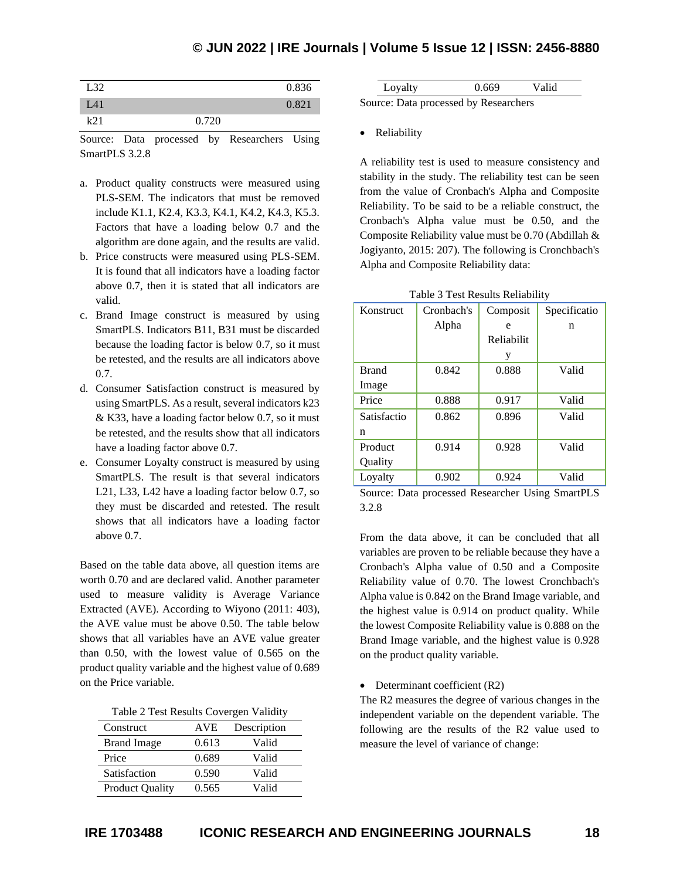| | | |
|---|---|---|
| L32 | | 0.836 |
| L41 | | 0.821 |
| k21 | 0.720 | |

Source: Data processed by Researchers Using SmartPLS 3.2.8

a. Product quality constructs were measured using PLS-SEM. The indicators that must be removed include K1.1, K2.4, K3.3, K4.1, K4.2, K4.3, K5.3. Factors that have a loading below 0.7 and the algorithm are done again, and the results are valid.
b. Price constructs were measured using PLS-SEM. It is found that all indicators have a loading factor above 0.7, then it is stated that all indicators are valid.
c. Brand Image construct is measured by using SmartPLS. Indicators B11, B31 must be discarded because the loading factor is below 0.7, so it must be retested, and the results are all indicators above 0.7.
d. Consumer Satisfaction construct is measured by using SmartPLS. As a result, several indicators k23 & K33, have a loading factor below 0.7, so it must be retested, and the results show that all indicators have a loading factor above 0.7.
e. Consumer Loyalty construct is measured by using SmartPLS. The result is that several indicators L21, L33, L42 have a loading factor below 0.7, so they must be discarded and retested. The result shows that all indicators have a loading factor above 0.7.

Based on the table data above, all question items are worth 0.70 and are declared valid. Another parameter used to measure validity is Average Variance Extracted (AVE). According to Wiyono (2011: 403), the AVE value must be above 0.50. The table below shows that all variables have an AVE value greater than 0.50, with the lowest value of 0.565 on the product quality variable and the highest value of 0.689 on the Price variable.

Table 2 Test Results Covergen Validity

| Construct | AVE | Description |
|---|---|---|
| Brand Image | 0.613 | Valid |
| Price | 0.689 | Valid |
| Satisfaction | 0.590 | Valid |
| Product Quality | 0.565 | Valid |
| Loyalty | 0.669 | Valid |

Source: Data processed by Researchers

- Reliability

A reliability test is used to measure consistency and stability in the study. The reliability test can be seen from the value of Cronbach's Alpha and Composite Reliability. To be said to be a reliable construct, the Cronbach's Alpha value must be 0.50, and the Composite Reliability value must be 0.70 (Abdillah & Jogiyanto, 2015: 207). The following is Cronchbach's Alpha and Composite Reliability data:

Table 3 Test Results Reliability

| Konstruct | Cronbach's Alpha | Composite Reliability | Specification |
|---|---|---|---|
| Brand Image | 0.842 | 0.888 | Valid |
| Price | 0.888 | 0.917 | Valid |
| Satisfaction | 0.862 | 0.896 | Valid |
| Product Quality | 0.914 | 0.928 | Valid |
| Loyalty | 0.902 | 0.924 | Valid |

Source: Data processed Researcher Using SmartPLS 3.2.8

From the data above, it can be concluded that all variables are proven to be reliable because they have a Cronbach's Alpha value of 0.50 and a Composite Reliability value of 0.70. The lowest Cronchbach's Alpha value is 0.842 on the Brand Image variable, and the highest value is 0.914 on product quality. While the lowest Composite Reliability value is 0.888 on the Brand Image variable, and the highest value is 0.928 on the product quality variable.

- Determinant coefficient (R2)

The R2 measures the degree of various changes in the independent variable on the dependent variable. The following are the results of the R2 value used to measure the level of variance of change: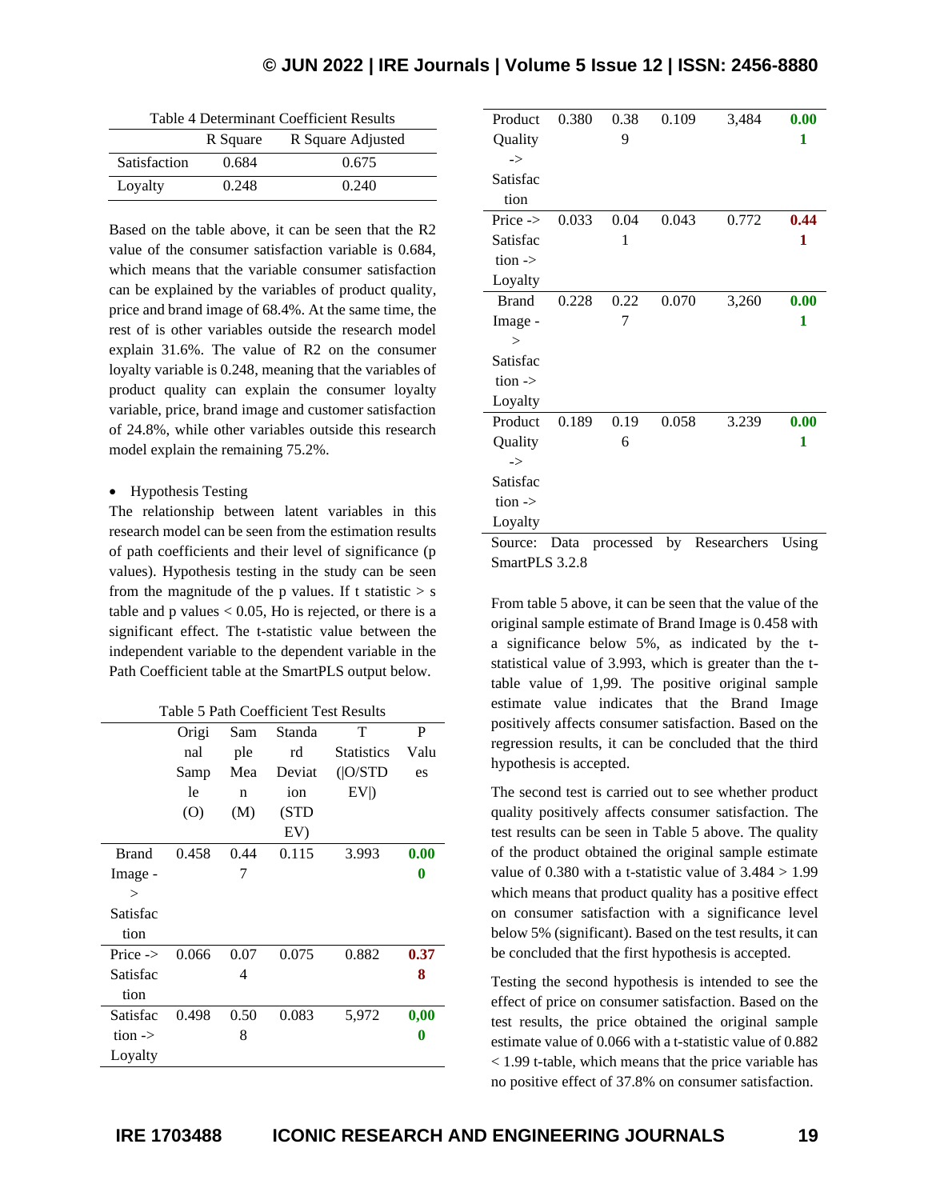Table 4 Determinant Coefficient Results

| | R Square | R Square Adjusted |
|---|---|---|
| Satisfaction | 0.684 | 0.675 |
| Loyalty | 0.248 | 0.240 |

Based on the table above, it can be seen that the R2 value of the consumer satisfaction variable is 0.684, which means that the variable consumer satisfaction can be explained by the variables of product quality, price and brand image of 68.4%. At the same time, the rest of is other variables outside the research model explain 31.6%. The value of R2 on the consumer loyalty variable is 0.248, meaning that the variables of product quality can explain the consumer loyalty variable, price, brand image and customer satisfaction of 24.8%, while other variables outside this research model explain the remaining 75.2%.

- Hypothesis Testing

The relationship between latent variables in this research model can be seen from the estimation results of path coefficients and their level of significance (p values). Hypothesis testing in the study can be seen from the magnitude of the p values. If t statistic > s table and p values < 0.05, Ho is rejected, or there is a significant effect. The t-statistic value between the independent variable to the dependent variable in the Path Coefficient table at the SmartPLS output below.

Table 5 Path Coefficient Test Results

| | Original Sample (O) | Sample Mean (M) | Standard Deviation (STDEV) | T Statistics (\|O/STDEV\|) | P Values |
|---|---|---|---|---|---|
| Brand Image -> Satisfaction | 0.458 | 0.447 | 0.115 | 3.993 | **0.000** |
| Price -> Satisfaction | 0.066 | 0.074 | 0.075 | 0.882 | **0.378** |
| Satisfaction -> Loyalty | 0.498 | 0.508 | 0.083 | 5,972 | **0,000** |
| Product Quality -> Satisfaction | 0.380 | 0.389 | 0.109 | 3,484 | **0.001** |
| Price -> Satisfaction -> Loyalty | 0.033 | 0.041 | 0.043 | 0.772 | **0.441** |
| Brand Image -> Satisfaction -> Loyalty | 0.228 | 0.227 | 0.070 | 3,260 | **0.001** |
| Product Quality -> Satisfaction -> Loyalty | 0.189 | 0.196 | 0.058 | 3.239 | **0.001** |

Source: Data processed by Researchers Using SmartPLS 3.2.8

From table 5 above, it can be seen that the value of the original sample estimate of Brand Image is 0.458 with a significance below 5%, as indicated by the t-statistical value of 3.993, which is greater than the t-table value of 1,99. The positive original sample estimate value indicates that the Brand Image positively affects consumer satisfaction. Based on the regression results, it can be concluded that the third hypothesis is accepted.

The second test is carried out to see whether product quality positively affects consumer satisfaction. The test results can be seen in Table 5 above. The quality of the product obtained the original sample estimate value of 0.380 with a t-statistic value of 3.484 > 1.99 which means that product quality has a positive effect on consumer satisfaction with a significance level below 5% (significant). Based on the test results, it can be concluded that the first hypothesis is accepted.

Testing the second hypothesis is intended to see the effect of price on consumer satisfaction. Based on the test results, the price obtained the original sample estimate value of 0.066 with a t-statistic value of 0.882 < 1.99 t-table, which means that the price variable has no positive effect of 37.8% on consumer satisfaction.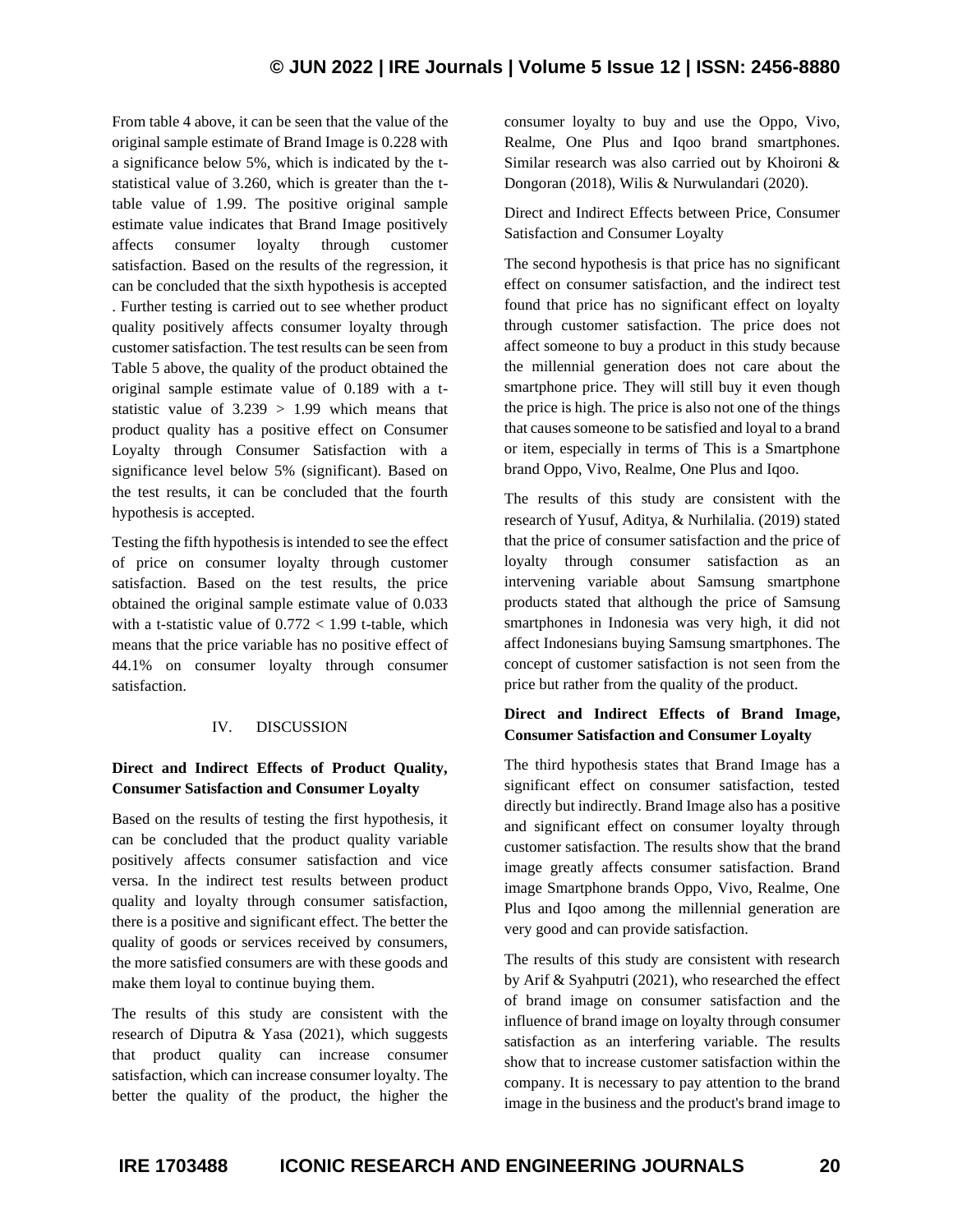From table 4 above, it can be seen that the value of the original sample estimate of Brand Image is 0.228 with a significance below 5%, which is indicated by the t-statistical value of 3.260, which is greater than the t-table value of 1.99. The positive original sample estimate value indicates that Brand Image positively affects consumer loyalty through customer satisfaction. Based on the results of the regression, it can be concluded that the sixth hypothesis is accepted . Further testing is carried out to see whether product quality positively affects consumer loyalty through customer satisfaction. The test results can be seen from Table 5 above, the quality of the product obtained the original sample estimate value of 0.189 with a t-statistic value of 3.239 > 1.99 which means that product quality has a positive effect on Consumer Loyalty through Consumer Satisfaction with a significance level below 5% (significant). Based on the test results, it can be concluded that the fourth hypothesis is accepted.

Testing the fifth hypothesis is intended to see the effect of price on consumer loyalty through customer satisfaction. Based on the test results, the price obtained the original sample estimate value of 0.033 with a t-statistic value of 0.772 < 1.99 t-table, which means that the price variable has no positive effect of 44.1% on consumer loyalty through consumer satisfaction.

## IV. DISCUSSION

**Direct and Indirect Effects of Product Quality, Consumer Satisfaction and Consumer Loyalty**

Based on the results of testing the first hypothesis, it can be concluded that the product quality variable positively affects consumer satisfaction and vice versa. In the indirect test results between product quality and loyalty through consumer satisfaction, there is a positive and significant effect. The better the quality of goods or services received by consumers, the more satisfied consumers are with these goods and make them loyal to continue buying them.

The results of this study are consistent with the research of Diputra & Yasa (2021), which suggests that product quality can increase consumer satisfaction, which can increase consumer loyalty. The better the quality of the product, the higher the consumer loyalty to buy and use the Oppo, Vivo, Realme, One Plus and Iqoo brand smartphones. Similar research was also carried out by Khoironi & Dongoran (2018), Wilis & Nurwulandari (2020).

Direct and Indirect Effects between Price, Consumer Satisfaction and Consumer Loyalty

The second hypothesis is that price has no significant effect on consumer satisfaction, and the indirect test found that price has no significant effect on loyalty through consumer satisfaction. The price does not affect someone to buy a product in this study because the millennial generation does not care about the smartphone price. They will still buy it even though the price is high. The price is also not one of the things that causes someone to be satisfied and loyal to a brand or item, especially in terms of This is a Smartphone brand Oppo, Vivo, Realme, One Plus and Iqoo.

The results of this study are consistent with the research of Yusuf, Aditya, & Nurhilalia. (2019) stated that the price of consumer satisfaction and the price of loyalty through consumer satisfaction as an intervening variable about Samsung smartphone products stated that although the price of Samsung smartphones in Indonesia was very high, it did not affect Indonesians buying Samsung smartphones. The concept of customer satisfaction is not seen from the price but rather from the quality of the product.

**Direct and Indirect Effects of Brand Image, Consumer Satisfaction and Consumer Loyalty**

The third hypothesis states that Brand Image has a significant effect on consumer satisfaction, tested directly but indirectly. Brand Image also has a positive and significant effect on consumer loyalty through customer satisfaction. The results show that the brand image greatly affects consumer satisfaction. Brand image Smartphone brands Oppo, Vivo, Realme, One Plus and Iqoo among the millennial generation are very good and can provide satisfaction.

The results of this study are consistent with research by Arif & Syahputri (2021), who researched the effect of brand image on consumer satisfaction and the influence of brand image on loyalty through consumer satisfaction as an interfering variable. The results show that to increase customer satisfaction within the company. It is necessary to pay attention to the brand image in the business and the product's brand image to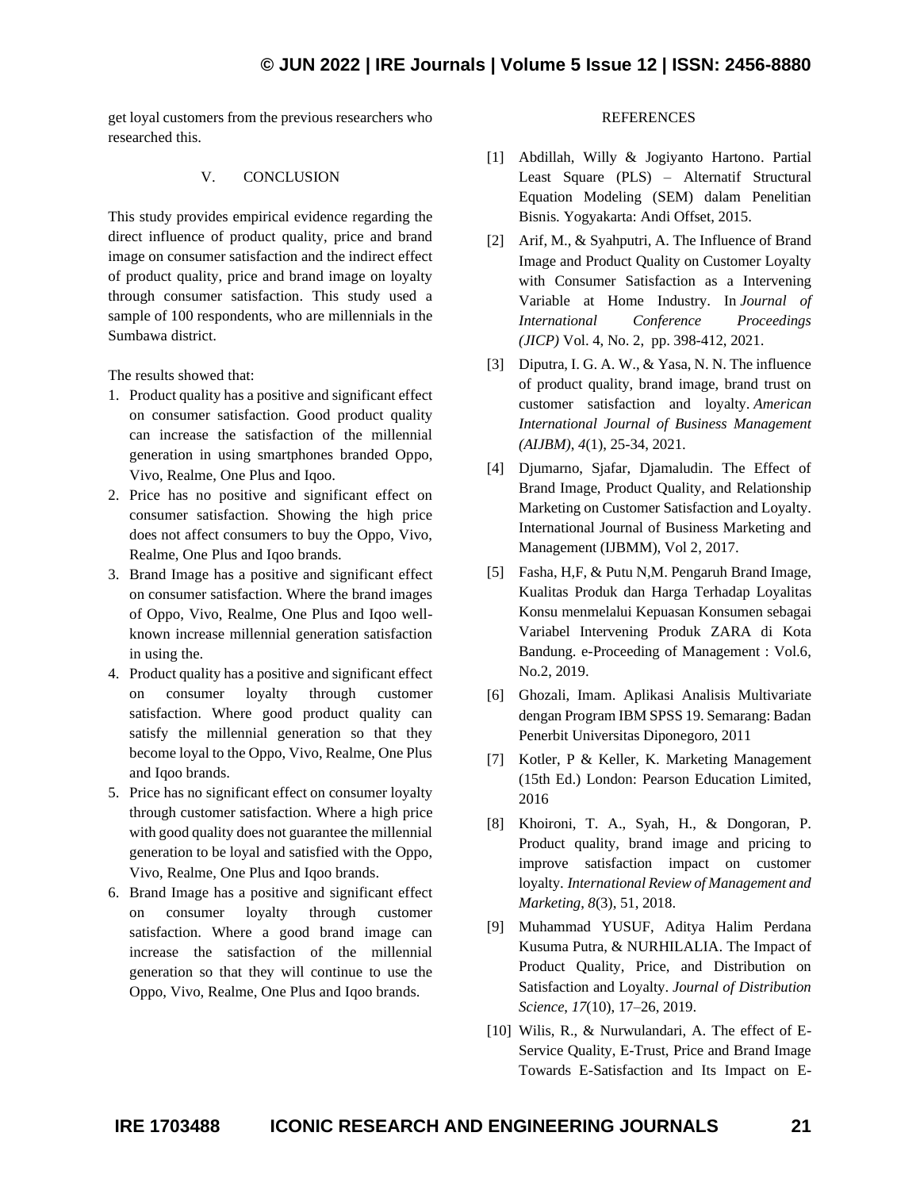get loyal customers from the previous researchers who researched this.

## V. CONCLUSION

This study provides empirical evidence regarding the direct influence of product quality, price and brand image on consumer satisfaction and the indirect effect of product quality, price and brand image on loyalty through consumer satisfaction. This study used a sample of 100 respondents, who are millennials in the Sumbawa district.

The results showed that:

1. Product quality has a positive and significant effect on consumer satisfaction. Good product quality can increase the satisfaction of the millennial generation in using smartphones branded Oppo, Vivo, Realme, One Plus and Iqoo.
2. Price has no positive and significant effect on consumer satisfaction. Showing the high price does not affect consumers to buy the Oppo, Vivo, Realme, One Plus and Iqoo brands.
3. Brand Image has a positive and significant effect on consumer satisfaction. Where the brand images of Oppo, Vivo, Realme, One Plus and Iqoo well-known increase millennial generation satisfaction in using the.
4. Product quality has a positive and significant effect on consumer loyalty through customer satisfaction. Where good product quality can satisfy the millennial generation so that they become loyal to the Oppo, Vivo, Realme, One Plus and Iqoo brands.
5. Price has no significant effect on consumer loyalty through customer satisfaction. Where a high price with good quality does not guarantee the millennial generation to be loyal and satisfied with the Oppo, Vivo, Realme, One Plus and Iqoo brands.
6. Brand Image has a positive and significant effect on consumer loyalty through customer satisfaction. Where a good brand image can increase the satisfaction of the millennial generation so that they will continue to use the Oppo, Vivo, Realme, One Plus and Iqoo brands.

## REFERENCES

[1] Abdillah, Willy & Jogiyanto Hartono. Partial Least Square (PLS) – Alternatif Structural Equation Modeling (SEM) dalam Penelitian Bisnis. Yogyakarta: Andi Offset, 2015.

[2] Arif, M., & Syahputri, A. The Influence of Brand Image and Product Quality on Customer Loyalty with Consumer Satisfaction as a Intervening Variable at Home Industry. In *Journal of International Conference Proceedings (JICP)* Vol. 4, No. 2, pp. 398-412, 2021.

[3] Diputra, I. G. A. W., & Yasa, N. N. The influence of product quality, brand image, brand trust on customer satisfaction and loyalty. *American International Journal of Business Management (AIJBM)*, *4*(1), 25-34, 2021.

[4] Djumarno, Sjafar, Djamaludin. The Effect of Brand Image, Product Quality, and Relationship Marketing on Customer Satisfaction and Loyalty. International Journal of Business Marketing and Management (IJBMM), Vol 2, 2017.

[5] Fasha, H,F, & Putu N,M. Pengaruh Brand Image, Kualitas Produk dan Harga Terhadap Loyalitas Konsu menmelalui Kepuasan Konsumen sebagai Variabel Intervening Produk ZARA di Kota Bandung. e-Proceeding of Management : Vol.6, No.2, 2019.

[6] Ghozali, Imam. Aplikasi Analisis Multivariate dengan Program IBM SPSS 19. Semarang: Badan Penerbit Universitas Diponegoro, 2011

[7] Kotler, P & Keller, K. Marketing Management (15th Ed.) London: Pearson Education Limited, 2016

[8] Khoironi, T. A., Syah, H., & Dongoran, P. Product quality, brand image and pricing to improve satisfaction impact on customer loyalty. *International Review of Management and Marketing*, *8*(3), 51, 2018.

[9] Muhammad YUSUF, Aditya Halim Perdana Kusuma Putra, & NURHILALIA. The Impact of Product Quality, Price, and Distribution on Satisfaction and Loyalty. *Journal of Distribution Science, 17*(10), 17–26, 2019.

[10] Wilis, R., & Nurwulandari, A. The effect of E-Service Quality, E-Trust, Price and Brand Image Towards E-Satisfaction and Its Impact on E-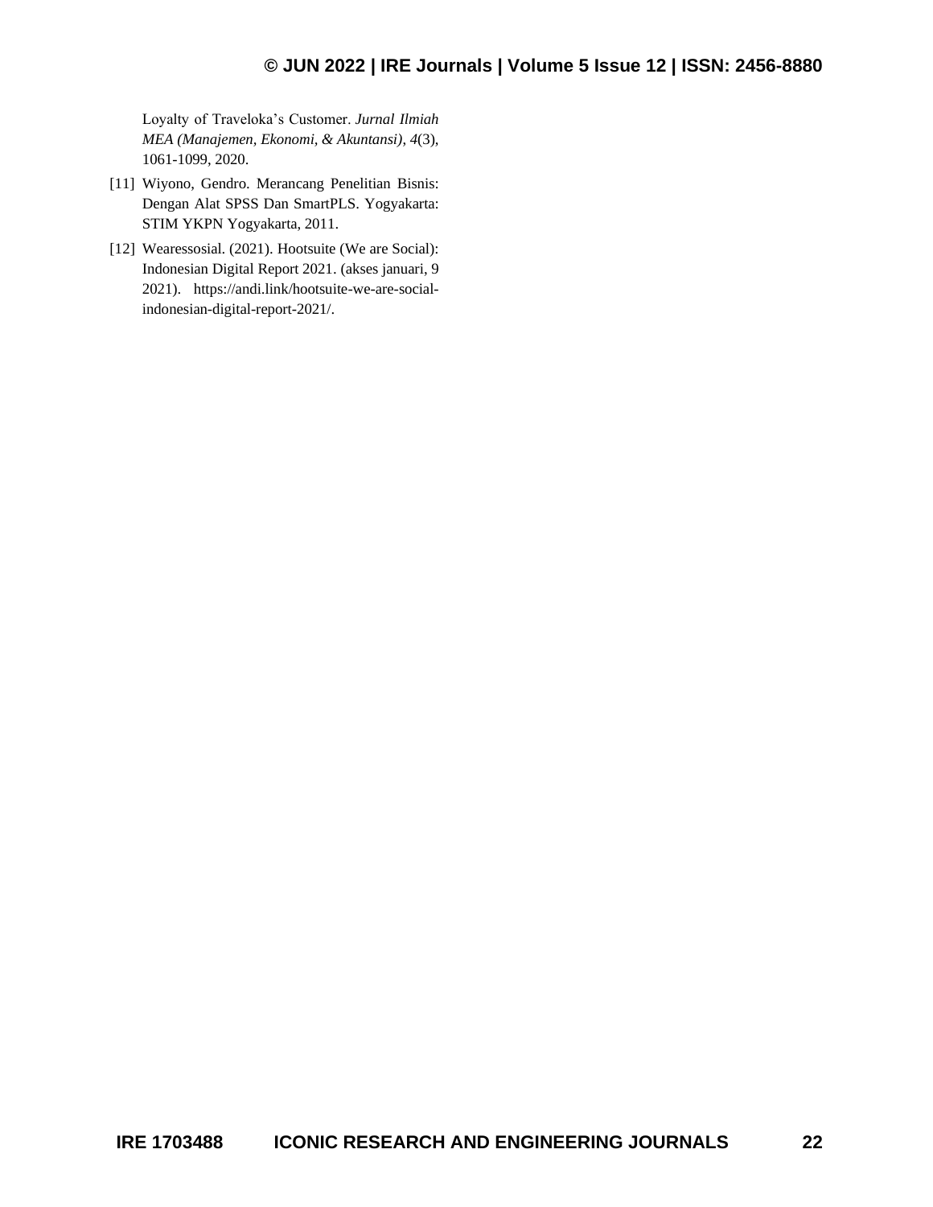Loyalty of Traveloka's Customer. *Jurnal Ilmiah MEA (Manajemen, Ekonomi, & Akuntansi)*, *4*(3), 1061-1099, 2020.

[11] Wiyono, Gendro. Merancang Penelitian Bisnis: Dengan Alat SPSS Dan SmartPLS. Yogyakarta: STIM YKPN Yogyakarta, 2011.

[12] Wearessosial. (2021). Hootsuite (We are Social): Indonesian Digital Report 2021. (akses januari, 9 2021). https://andi.link/hootsuite-we-are-social-indonesian-digital-report-2021/.